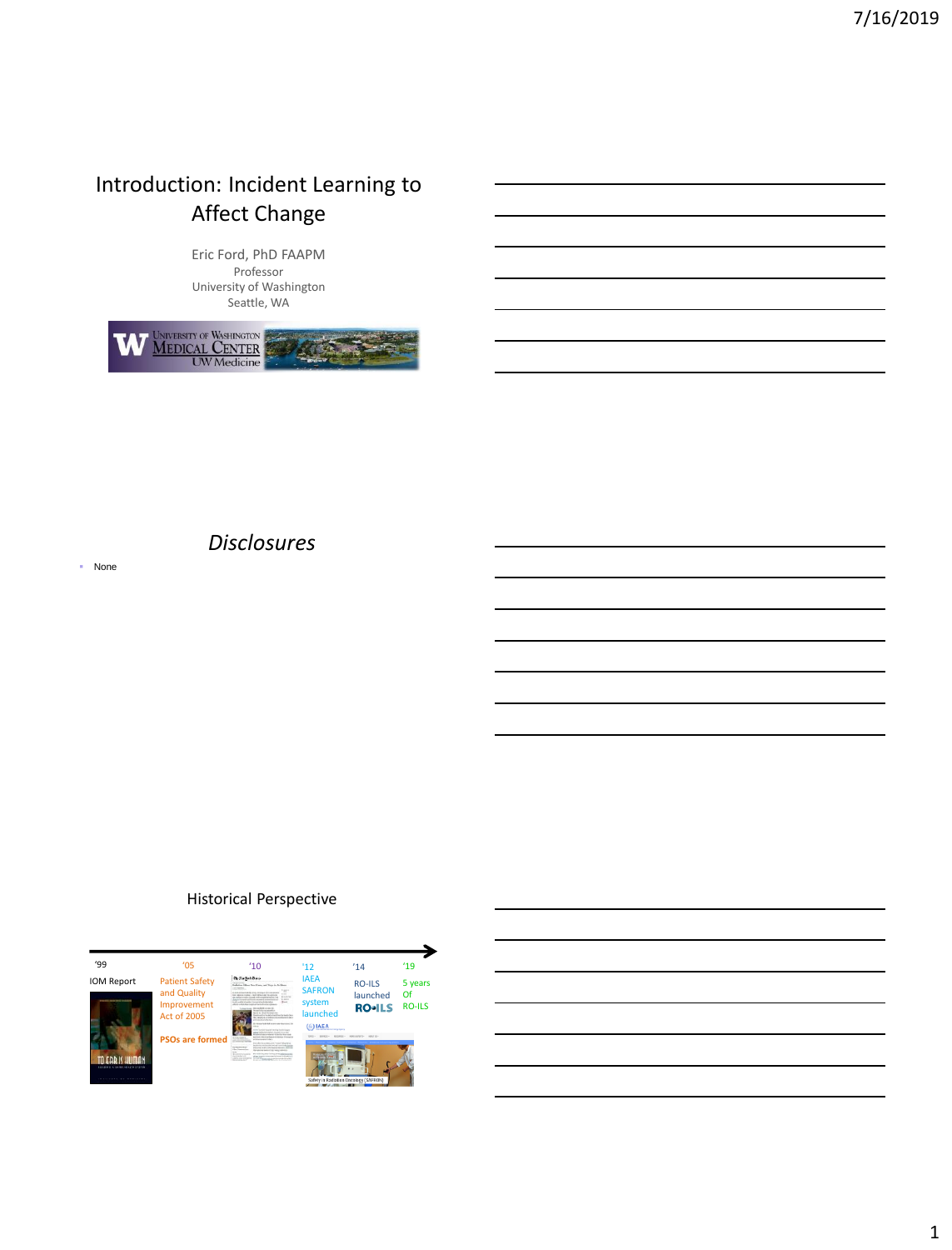# Introduction: Incident Learning to Affect Change

Eric Ford, PhD FAAPM
Professor
University of Washington
Seattle, WA

# *Disclosures*

- None

# Historical Perspective

'99
IOM Report

'05
Patient Safety and Quality Improvement Act of 2005

PSOs are formed

'10

'12
IAEA SAFRON system launched

'14
RO-ILS launched

'19
5 years Of RO-ILS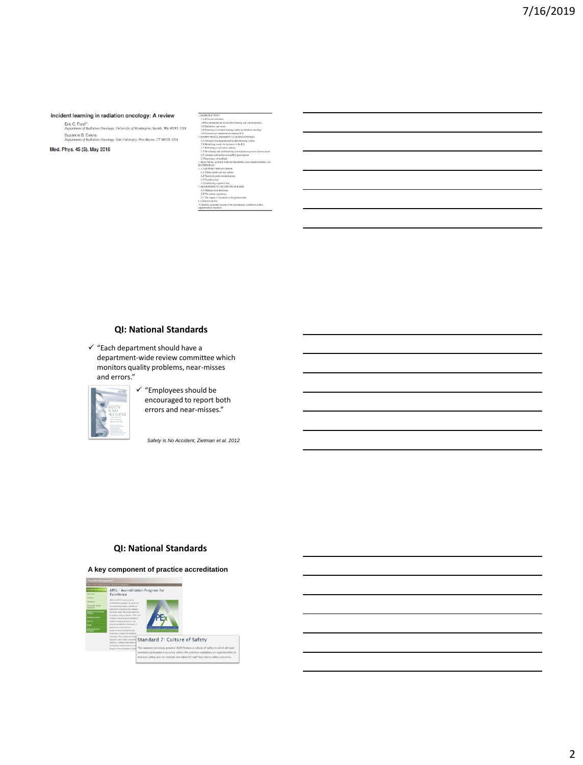Incident learning in radiation oncology: A review

Eric C. Ford
Department of Radiation Oncology, University of Washington, Seattle, WA 98195, USA

Suzanne B. Evans
Department of Radiation Oncology, Yale University, New Haven, CT 06510, USA

Med. Phys. 45 (5), May 2018

1. INTRODUCTION
 1.A Error and outcomes
 1.B Recommendations for incident learning and current practice
 1.C Definitions and terms
 1.D Summary of incident learning studies in radiation oncology
 1.E National and international voluntary ILS
2. INSTITUTIONAL INCIDENT LEARNING SYSTEMS
 2.A Structure of a departmental incident learning system
 2.B Identifying events for inclusion in the ILS
 2.C Performing a root cause analysis
 2.D Developing and implementing action plans or process improvement
 2.E Attitudes and barriers toward ILS participation
 2.F Importance of feedback
3. PRACTICAL ADVICE FOR DEVELOPING AND MAINTAINING AN ILS PROGRAM
4. A SYSTEMS VIEW OF ERROR
 4.A Safety culture and just culture
 4.B Teamwork and communications
 4.C Cognitive bias
 4.D Addressing cognitive bias
5. RESPONDING TO INCIDENTS OF HARM
 5.A Medical error disclosure
 5.B The patient experience
 5.C The impact of incidents on the professional
6. CONCLUSIONS
*Complete, expanded version of the introduction available in online supplementary material.

## QI: National Standards

- ✓ "Each department should have a department-wide review committee which monitors quality problems, near-misses and errors."
- ✓ "Employees should be encouraged to report both errors and near-misses."

*Safety is No Accident, Zietman et al. 2012*

## QI: National Standards

**A key component of practice accreditation**

APEx - Accreditation Program for Excellence

Standard 7: Culture of Safety

The radiation oncology practice (ROP) fosters a culture of safety in which all team members participate in assuring safety; the practice capitalizes on opportunities to improve safety; and no reprisals are taken for staff that report safety concerns.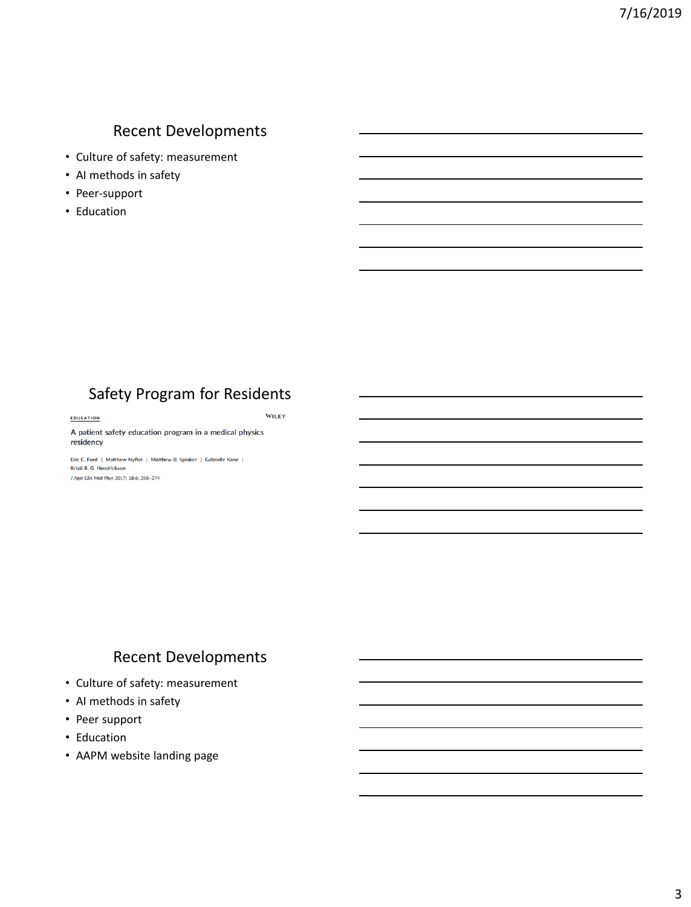## Recent Developments

- Culture of safety: measurement
- AI methods in safety
- Peer-support
- Education

## Safety Program for Residents

EDUCATION

WILEY

A patient safety education program in a medical physics residency

Eric C. Ford | Matthew Nyflot | Matthew B. Spraker | Gabrielle Kane | Kristi R. G. Hendrickson

*J Appl Clin Med Phys* 2017; 18:6: 268–274

## Recent Developments

- Culture of safety: measurement
- AI methods in safety
- Peer support
- Education
- AAPM website landing page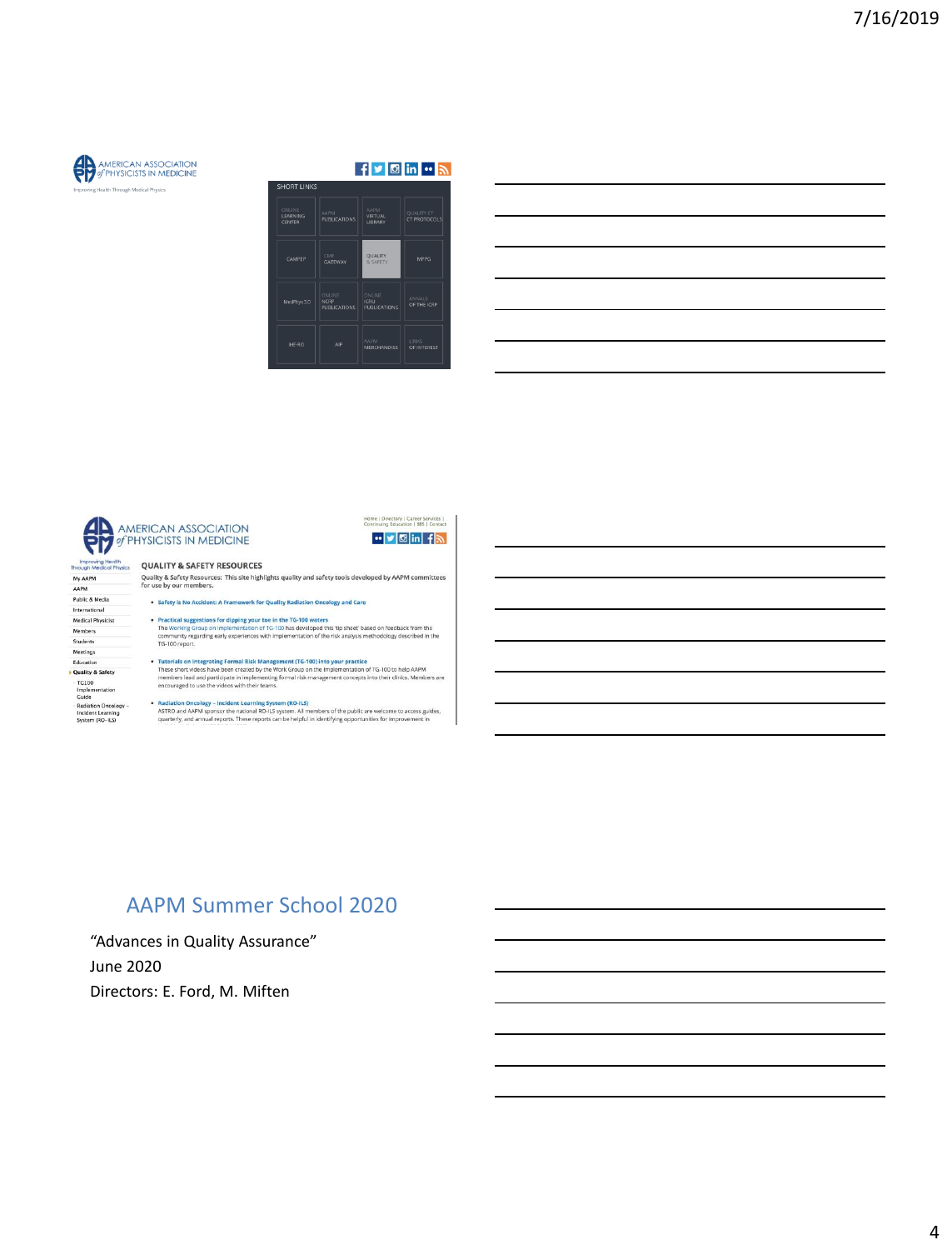AMERICAN ASSOCIATION of PHYSICISTS IN MEDICINE

Improving Health Through Medical Physics

SHORT LINKS

| | | | |
|---|---|---|---|
| ONLINE LEARNING CENTER | AAPM PUBLICATIONS | AAPM VIRTUAL LIBRARY | QUALITY CT CT PROTOCOLS |
| CAMPEP | CMI GATEWAY | QUALITY & SAFETY | MPPG |
| MedPhys3.0 | ONLINE NCRP PUBLICATIONS | ONLINE ICRU PUBLICATIONS | ANNALS OF THE ICRP |
| HERO | AIP | AAPM MERCHANDISE | LINKS OF INTEREST |

AMERICAN ASSOCIATION of PHYSICISTS IN MEDICINE

Improving Health Through Medical Physics

Home | Directory | Career Services | Continuing Education | RSS | Contact

- My AAPM
- AAPM
- Public & Media
- International
- Medical Physicist
- Members
- Students
- Meetings
- Education
- Quality & Safety
  - TG100 Implementation Guide
  - Radiation Oncology - Incident Learning System (RO-ILS)

## QUALITY & SAFETY RESOURCES

Quality & Safety Resources: This site highlights quality and safety tools developed by AAPM committees for use by our members.

- **Safety is No Accident: A Framework for Quality Radiation Oncology and Care**
- **Practical suggestions for dipping your toe in the TG-100 waters**
  The Working Group on Implementation of TG-100 has developed this 'tip sheet' based on feedback from the community regarding early experiences with implementation of the risk analysis methodology described in the TG-100 report.
- **Tutorials on Integrating Formal Risk Management (TG-100) into your practice**
  These short videos have been created by the Work Group on the Implementation of TG-100 to help AAPM members lead and participate in implementing formal risk management concepts into their clinics. Members are encouraged to use the videos with their teams.
- **Radiation Oncology – Incident Learning System (RO-ILS)**
  ASTRO and AAPM sponsor the national RO-ILS system. All members of the public are welcome to access guides, quarterly, and annual reports. These reports can be helpful in identifying opportunities for improvement in

## AAPM Summer School 2020

"Advances in Quality Assurance"

June 2020

Directors: E. Ford, M. Miften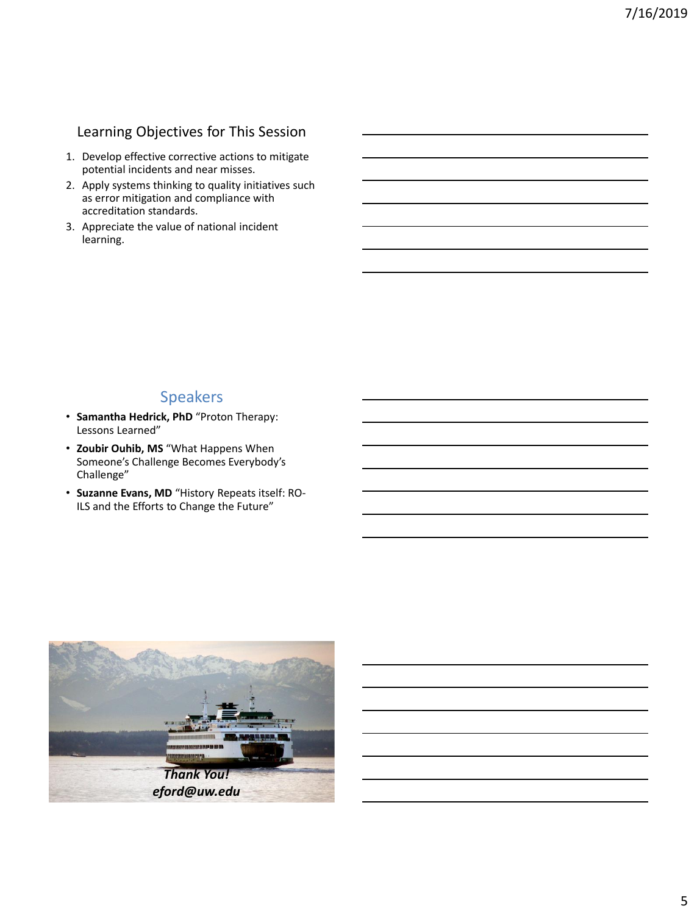## Learning Objectives for This Session

1. Develop effective corrective actions to mitigate potential incidents and near misses.
2. Apply systems thinking to quality initiatives such as error mitigation and compliance with accreditation standards.
3. Appreciate the value of national incident learning.

## Speakers

- **Samantha Hedrick, PhD** "Proton Therapy: Lessons Learned"
- **Zoubir Ouhib, MS** "What Happens When Someone's Challenge Becomes Everybody's Challenge"
- **Suzanne Evans, MD** "History Repeats itself: RO-ILS and the Efforts to Change the Future"

***Thank You!***

***eford@uw.edu***